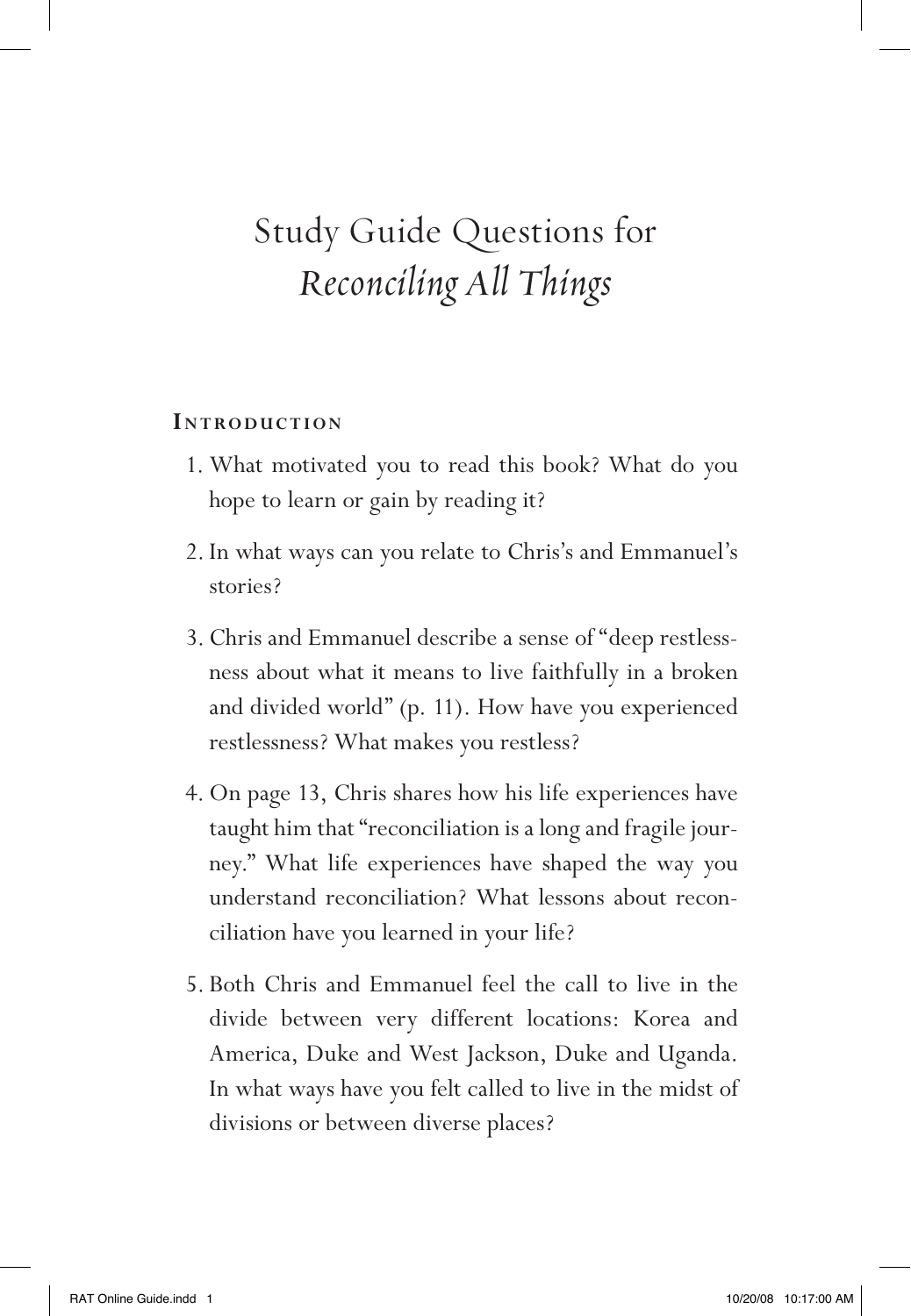# Study Guide Questions for *Reconciling All Things*

## Introduction

1. What motivated you to read this book? What do you hope to learn or gain by reading it?

2. In what ways can you relate to Chris's and Emmanuel's stories?

3. Chris and Emmanuel describe a sense of "deep restlessness about what it means to live faithfully in a broken and divided world" (p. 11). How have you experienced restlessness? What makes you restless?

4. On page 13, Chris shares how his life experiences have taught him that "reconciliation is a long and fragile journey." What life experiences have shaped the way you understand reconciliation? What lessons about reconciliation have you learned in your life?

5. Both Chris and Emmanuel feel the call to live in the divide between very different locations: Korea and America, Duke and West Jackson, Duke and Uganda. In what ways have you felt called to live in the midst of divisions or between diverse places?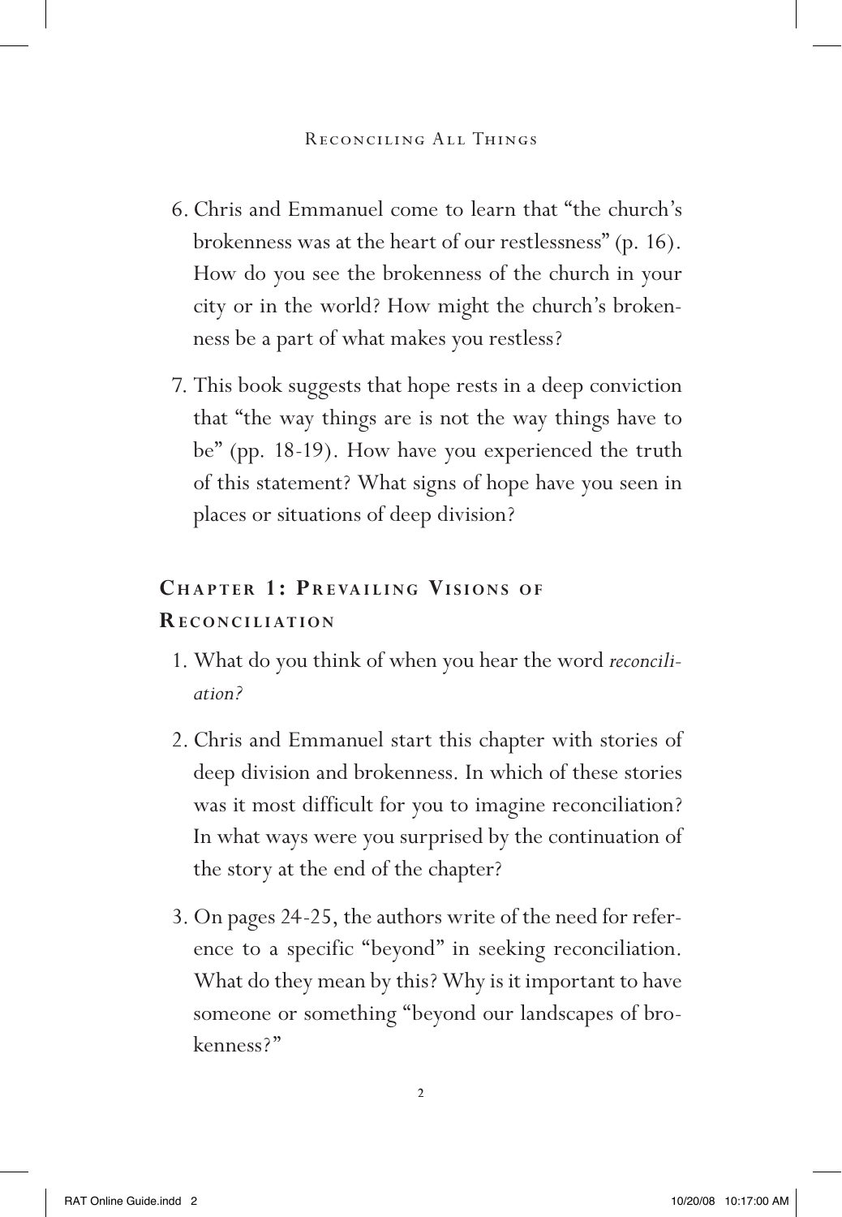6. Chris and Emmanuel come to learn that "the church's brokenness was at the heart of our restlessness" (p. 16). How do you see the brokenness of the church in your city or in the world? How might the church's brokenness be a part of what makes you restless?

7. This book suggests that hope rests in a deep conviction that "the way things are is not the way things have to be" (pp. 18-19). How have you experienced the truth of this statement? What signs of hope have you seen in places or situations of deep division?

## Chapter 1: Prevailing Visions of Reconciliation

1. What do you think of when you hear the word *reconciliation?*

2. Chris and Emmanuel start this chapter with stories of deep division and brokenness. In which of these stories was it most difficult for you to imagine reconciliation? In what ways were you surprised by the continuation of the story at the end of the chapter?

3. On pages 24-25, the authors write of the need for reference to a specific "beyond" in seeking reconciliation. What do they mean by this? Why is it important to have someone or something "beyond our landscapes of brokenness?"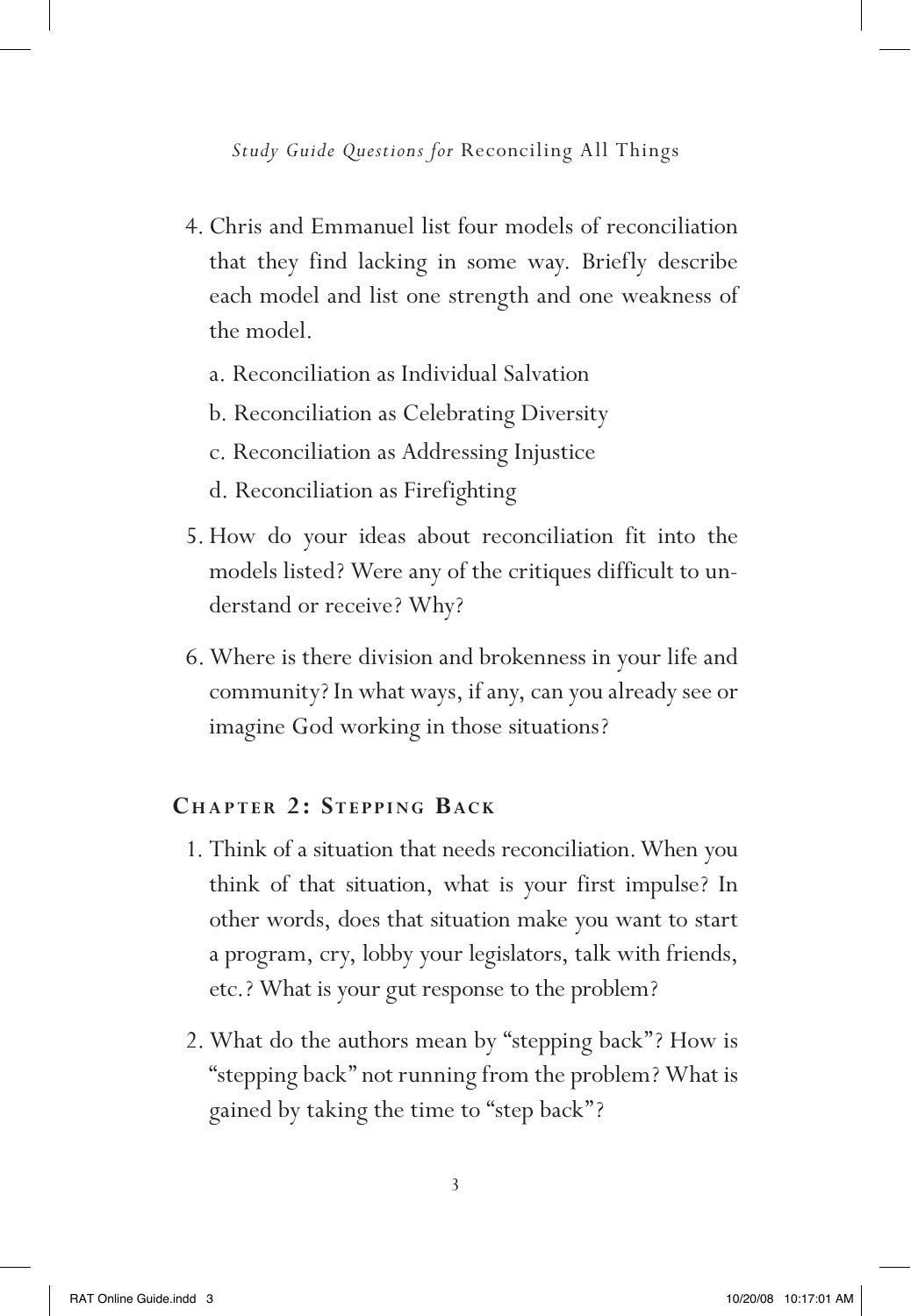4. Chris and Emmanuel list four models of reconciliation that they find lacking in some way. Briefly describe each model and list one strength and one weakness of the model.

   a. Reconciliation as Individual Salvation

   b. Reconciliation as Celebrating Diversity

   c. Reconciliation as Addressing Injustice

   d. Reconciliation as Firefighting

5. How do your ideas about reconciliation fit into the models listed? Were any of the critiques difficult to understand or receive? Why?

6. Where is there division and brokenness in your life and community? In what ways, if any, can you already see or imagine God working in those situations?

## Chapter 2: Stepping Back

1. Think of a situation that needs reconciliation. When you think of that situation, what is your first impulse? In other words, does that situation make you want to start a program, cry, lobby your legislators, talk with friends, etc.? What is your gut response to the problem?

2. What do the authors mean by "stepping back"? How is "stepping back" not running from the problem? What is gained by taking the time to "step back"?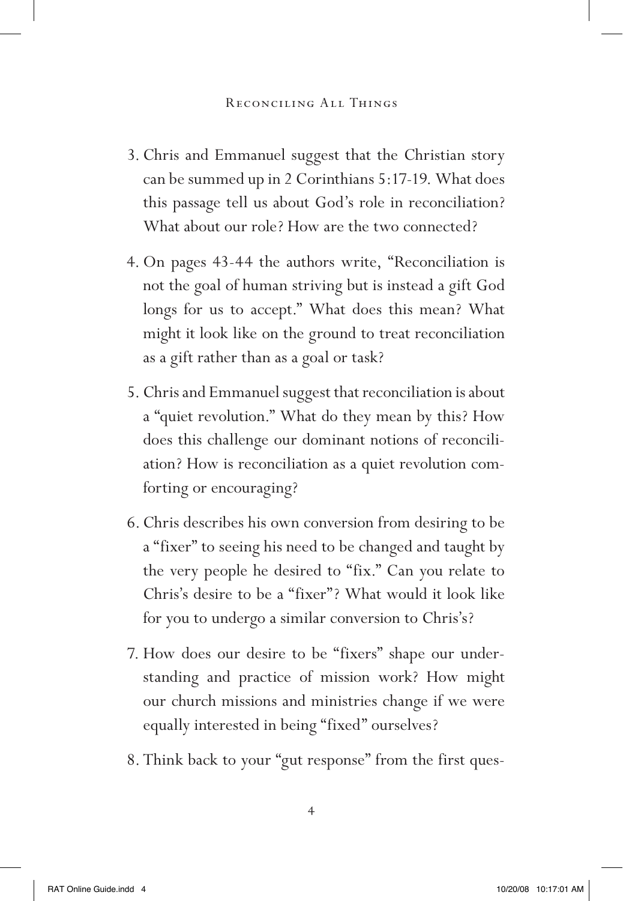3. Chris and Emmanuel suggest that the Christian story can be summed up in 2 Corinthians 5:17-19. What does this passage tell us about God's role in reconciliation? What about our role? How are the two connected?

4. On pages 43-44 the authors write, "Reconciliation is not the goal of human striving but is instead a gift God longs for us to accept." What does this mean? What might it look like on the ground to treat reconciliation as a gift rather than as a goal or task?

5. Chris and Emmanuel suggest that reconciliation is about a "quiet revolution." What do they mean by this? How does this challenge our dominant notions of reconciliation? How is reconciliation as a quiet revolution comforting or encouraging?

6. Chris describes his own conversion from desiring to be a "fixer" to seeing his need to be changed and taught by the very people he desired to "fix." Can you relate to Chris's desire to be a "fixer"? What would it look like for you to undergo a similar conversion to Chris's?

7. How does our desire to be "fixers" shape our understanding and practice of mission work? How might our church missions and ministries change if we were equally interested in being "fixed" ourselves?

8. Think back to your "gut response" from the first ques-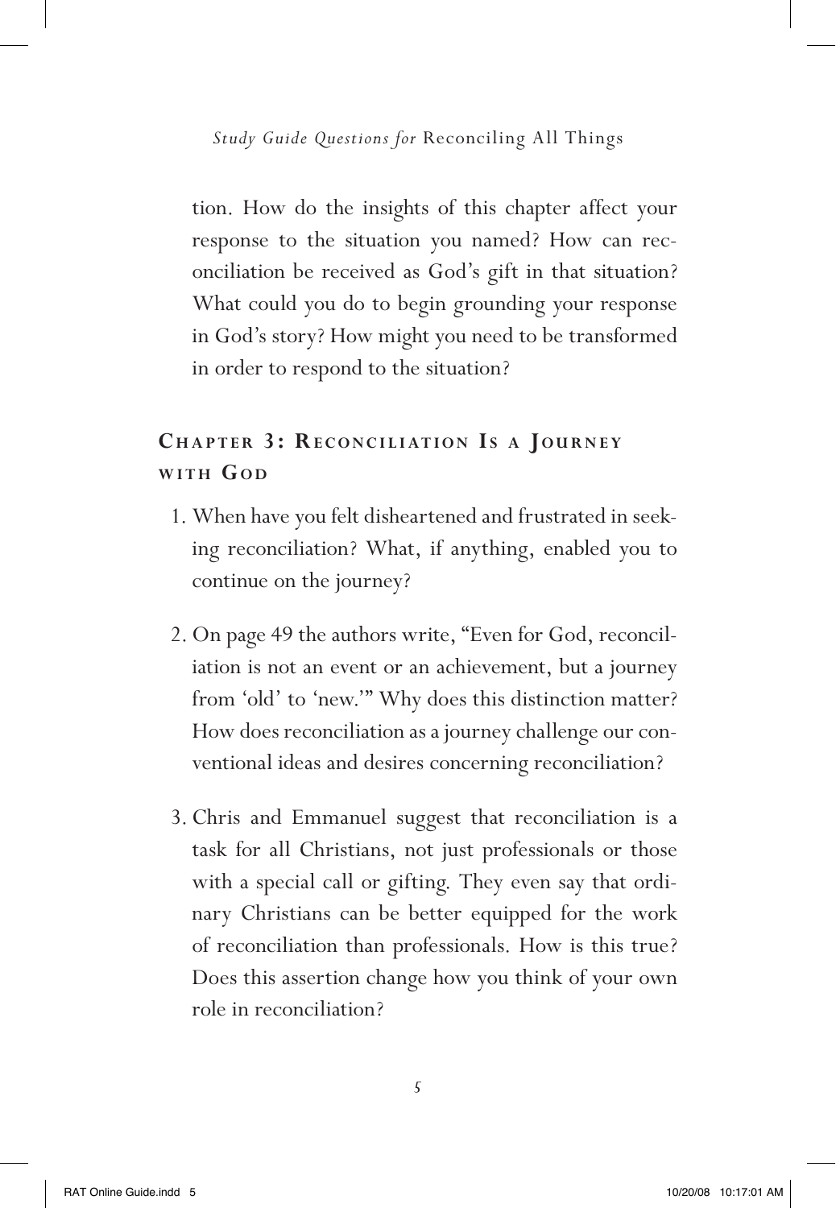tion. How do the insights of this chapter affect your response to the situation you named? How can reconciliation be received as God's gift in that situation? What could you do to begin grounding your response in God's story? How might you need to be transformed in order to respond to the situation?

## Chapter 3: Reconciliation Is a Journey with God

1. When have you felt disheartened and frustrated in seeking reconciliation? What, if anything, enabled you to continue on the journey?

2. On page 49 the authors write, "Even for God, reconciliation is not an event or an achievement, but a journey from 'old' to 'new.'" Why does this distinction matter? How does reconciliation as a journey challenge our conventional ideas and desires concerning reconciliation?

3. Chris and Emmanuel suggest that reconciliation is a task for all Christians, not just professionals or those with a special call or gifting. They even say that ordinary Christians can be better equipped for the work of reconciliation than professionals. How is this true? Does this assertion change how you think of your own role in reconciliation?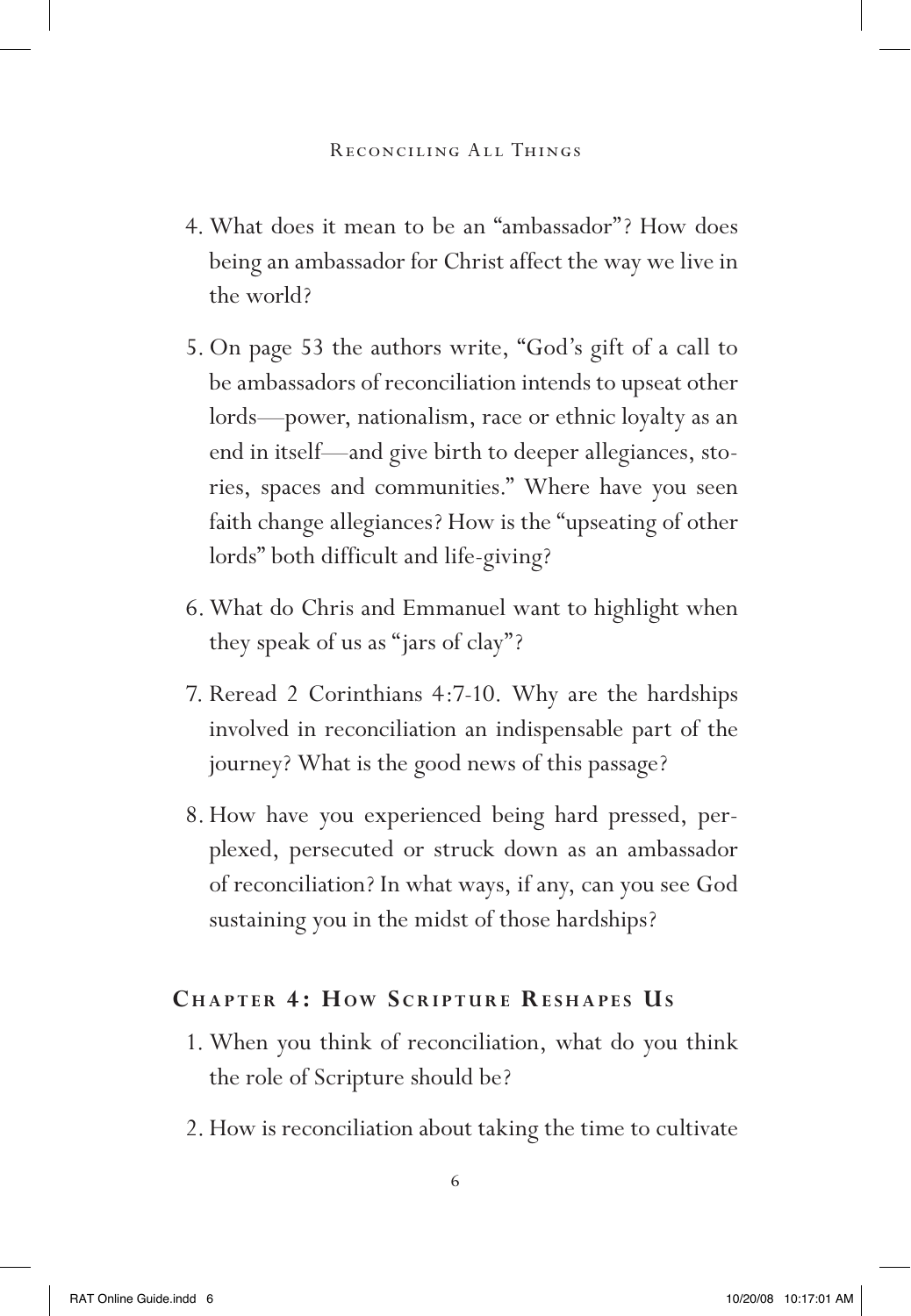4. What does it mean to be an "ambassador"? How does being an ambassador for Christ affect the way we live in the world?

5. On page 53 the authors write, "God's gift of a call to be ambassadors of reconciliation intends to upseat other lords—power, nationalism, race or ethnic loyalty as an end in itself—and give birth to deeper allegiances, stories, spaces and communities." Where have you seen faith change allegiances? How is the "upseating of other lords" both difficult and life-giving?

6. What do Chris and Emmanuel want to highlight when they speak of us as "jars of clay"?

7. Reread 2 Corinthians 4:7-10. Why are the hardships involved in reconciliation an indispensable part of the journey? What is the good news of this passage?

8. How have you experienced being hard pressed, perplexed, persecuted or struck down as an ambassador of reconciliation? In what ways, if any, can you see God sustaining you in the midst of those hardships?

## Chapter 4: How Scripture Reshapes Us

1. When you think of reconciliation, what do you think the role of Scripture should be?

2. How is reconciliation about taking the time to cultivate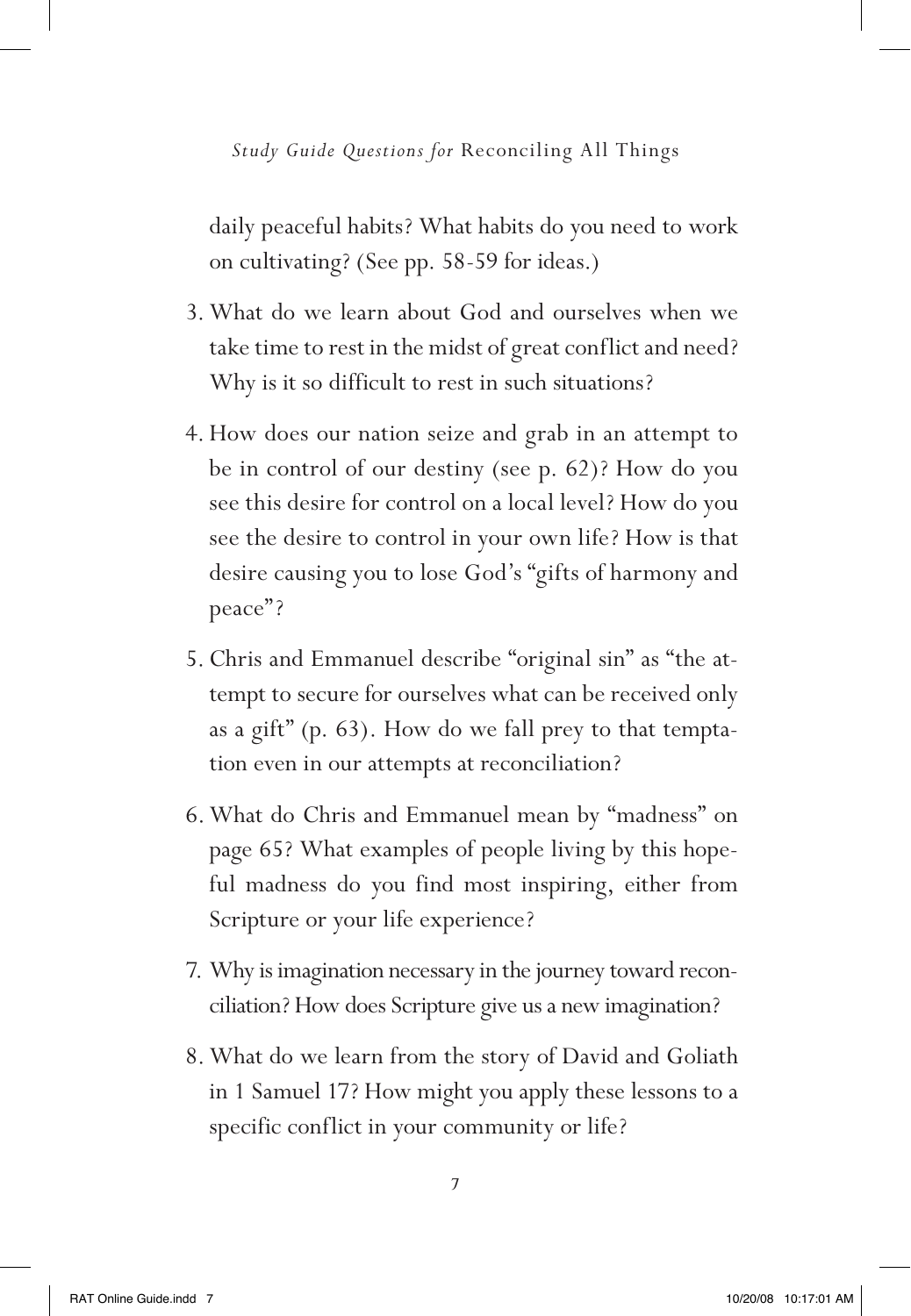daily peaceful habits? What habits do you need to work on cultivating? (See pp. 58-59 for ideas.)

3. What do we learn about God and ourselves when we take time to rest in the midst of great conflict and need? Why is it so difficult to rest in such situations?

4. How does our nation seize and grab in an attempt to be in control of our destiny (see p. 62)? How do you see this desire for control on a local level? How do you see the desire to control in your own life? How is that desire causing you to lose God's "gifts of harmony and peace"?

5. Chris and Emmanuel describe "original sin" as "the attempt to secure for ourselves what can be received only as a gift" (p. 63). How do we fall prey to that temptation even in our attempts at reconciliation?

6. What do Chris and Emmanuel mean by "madness" on page 65? What examples of people living by this hopeful madness do you find most inspiring, either from Scripture or your life experience?

7. Why is imagination necessary in the journey toward reconciliation? How does Scripture give us a new imagination?

8. What do we learn from the story of David and Goliath in 1 Samuel 17? How might you apply these lessons to a specific conflict in your community or life?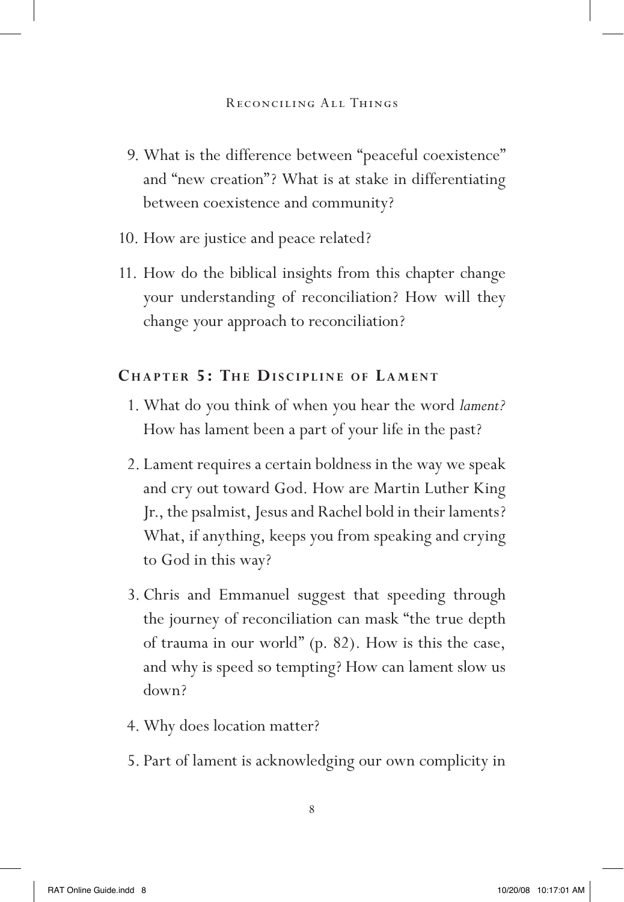9. What is the difference between "peaceful coexistence" and "new creation"? What is at stake in differentiating between coexistence and community?

10. How are justice and peace related?

11. How do the biblical insights from this chapter change your understanding of reconciliation? How will they change your approach to reconciliation?

## Chapter 5: The Discipline of Lament

1. What do you think of when you hear the word *lament?* How has lament been a part of your life in the past?

2. Lament requires a certain boldness in the way we speak and cry out toward God. How are Martin Luther King Jr., the psalmist, Jesus and Rachel bold in their laments? What, if anything, keeps you from speaking and crying to God in this way?

3. Chris and Emmanuel suggest that speeding through the journey of reconciliation can mask "the true depth of trauma in our world" (p. 82). How is this the case, and why is speed so tempting? How can lament slow us down?

4. Why does location matter?

5. Part of lament is acknowledging our own complicity in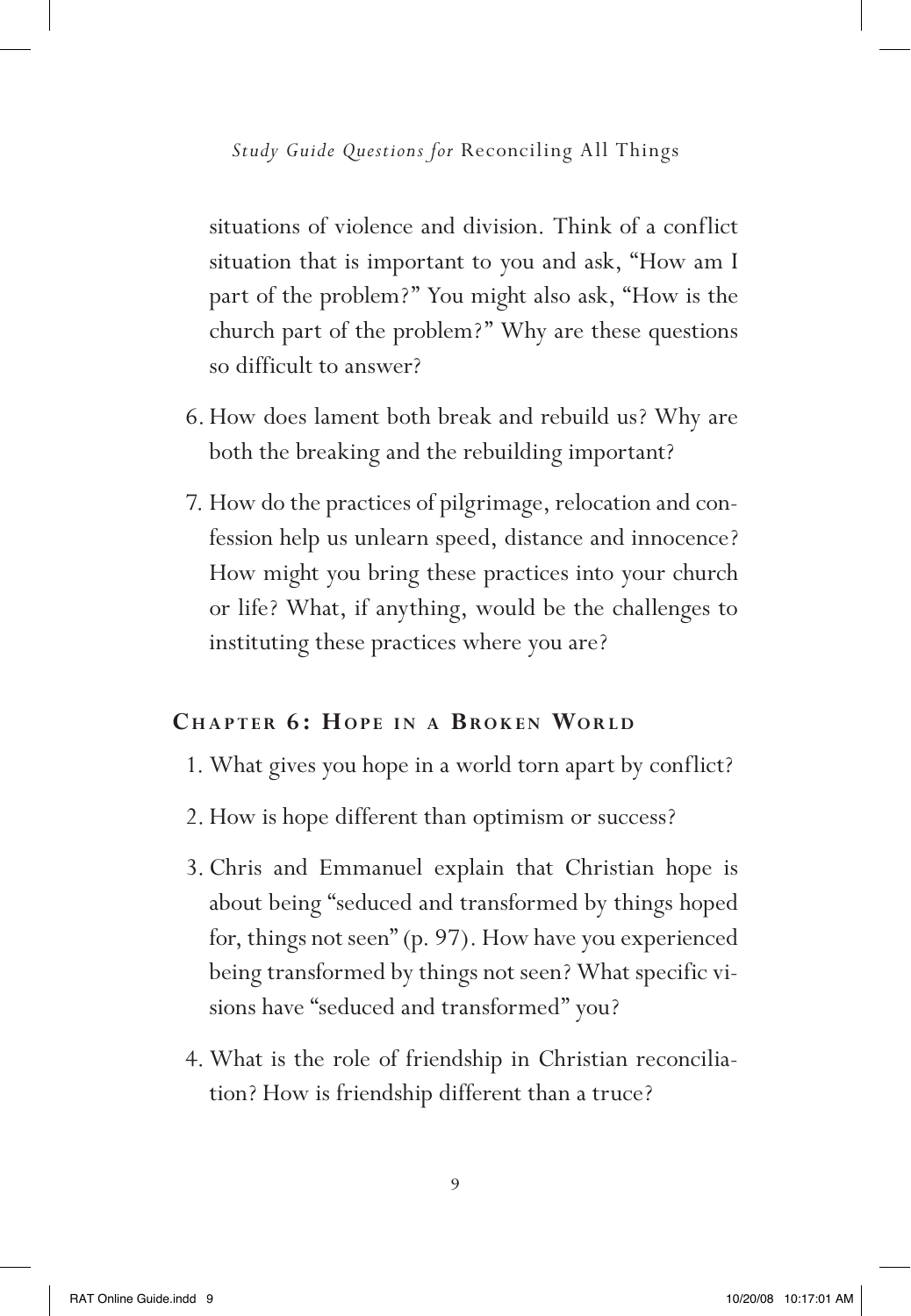situations of violence and division. Think of a conflict situation that is important to you and ask, "How am I part of the problem?" You might also ask, "How is the church part of the problem?" Why are these questions so difficult to answer?

6. How does lament both break and rebuild us? Why are both the breaking and the rebuilding important?

7. How do the practices of pilgrimage, relocation and confession help us unlearn speed, distance and innocence? How might you bring these practices into your church or life? What, if anything, would be the challenges to instituting these practices where you are?

## Chapter 6: Hope in a Broken World

1. What gives you hope in a world torn apart by conflict?

2. How is hope different than optimism or success?

3. Chris and Emmanuel explain that Christian hope is about being "seduced and transformed by things hoped for, things not seen" (p. 97). How have you experienced being transformed by things not seen? What specific visions have "seduced and transformed" you?

4. What is the role of friendship in Christian reconciliation? How is friendship different than a truce?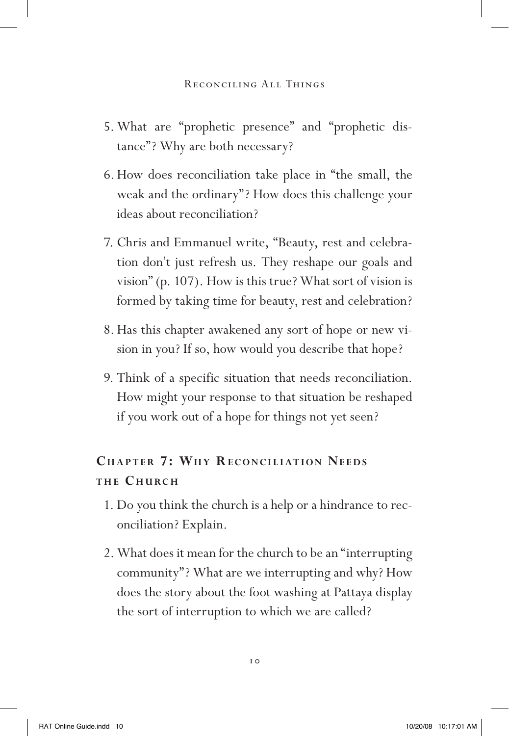5. What are "prophetic presence" and "prophetic distance"? Why are both necessary?

6. How does reconciliation take place in "the small, the weak and the ordinary"? How does this challenge your ideas about reconciliation?

7. Chris and Emmanuel write, "Beauty, rest and celebration don't just refresh us. They reshape our goals and vision" (p. 107). How is this true? What sort of vision is formed by taking time for beauty, rest and celebration?

8. Has this chapter awakened any sort of hope or new vision in you? If so, how would you describe that hope?

9. Think of a specific situation that needs reconciliation. How might your response to that situation be reshaped if you work out of a hope for things not yet seen?

## Chapter 7: Why Reconciliation Needs the Church

1. Do you think the church is a help or a hindrance to reconciliation? Explain.

2. What does it mean for the church to be an "interrupting community"? What are we interrupting and why? How does the story about the foot washing at Pattaya display the sort of interruption to which we are called?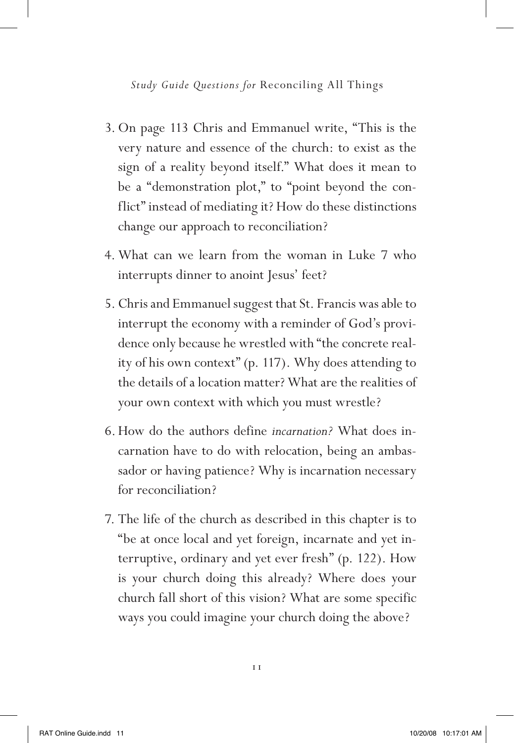3. On page 113 Chris and Emmanuel write, "This is the very nature and essence of the church: to exist as the sign of a reality beyond itself." What does it mean to be a "demonstration plot," to "point beyond the conflict" instead of mediating it? How do these distinctions change our approach to reconciliation?

4. What can we learn from the woman in Luke 7 who interrupts dinner to anoint Jesus' feet?

5. Chris and Emmanuel suggest that St. Francis was able to interrupt the economy with a reminder of God's providence only because he wrestled with "the concrete reality of his own context" (p. 117). Why does attending to the details of a location matter? What are the realities of your own context with which you must wrestle?

6. How do the authors define *incarnation?* What does incarnation have to do with relocation, being an ambassador or having patience? Why is incarnation necessary for reconciliation?

7. The life of the church as described in this chapter is to "be at once local and yet foreign, incarnate and yet interruptive, ordinary and yet ever fresh" (p. 122). How is your church doing this already? Where does your church fall short of this vision? What are some specific ways you could imagine your church doing the above?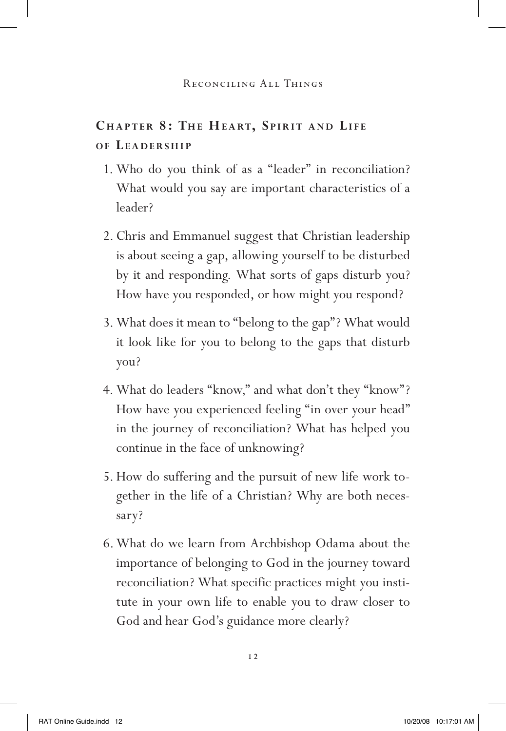## Chapter 8: The Heart, Spirit and Life of Leadership

1. Who do you think of as a "leader" in reconciliation? What would you say are important characteristics of a leader?
2. Chris and Emmanuel suggest that Christian leadership is about seeing a gap, allowing yourself to be disturbed by it and responding. What sorts of gaps disturb you? How have you responded, or how might you respond?
3. What does it mean to "belong to the gap"? What would it look like for you to belong to the gaps that disturb you?
4. What do leaders "know," and what don't they "know"? How have you experienced feeling "in over your head" in the journey of reconciliation? What has helped you continue in the face of unknowing?
5. How do suffering and the pursuit of new life work together in the life of a Christian? Why are both necessary?
6. What do we learn from Archbishop Odama about the importance of belonging to God in the journey toward reconciliation? What specific practices might you institute in your own life to enable you to draw closer to God and hear God's guidance more clearly?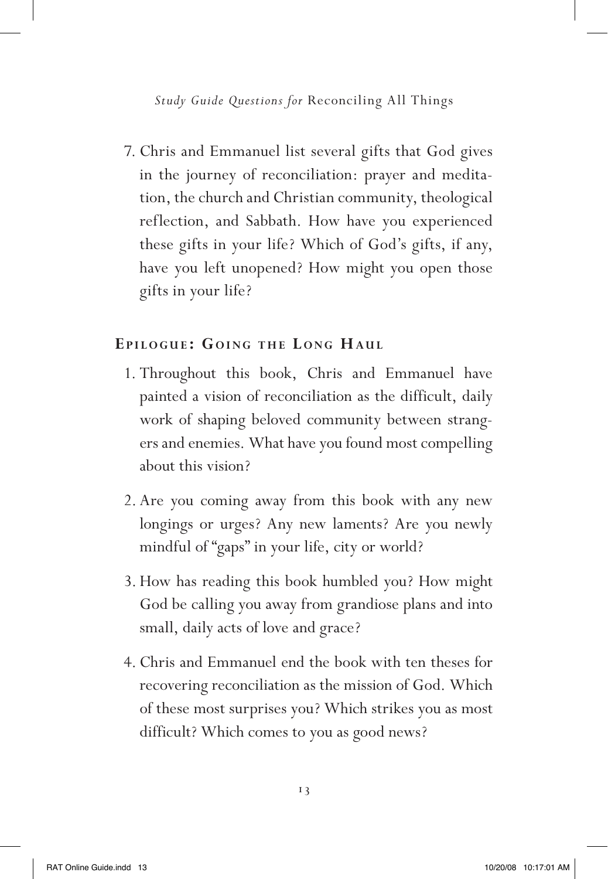7. Chris and Emmanuel list several gifts that God gives in the journey of reconciliation: prayer and meditation, the church and Christian community, theological reflection, and Sabbath. How have you experienced these gifts in your life? Which of God's gifts, if any, have you left unopened? How might you open those gifts in your life?

## Epilogue: Going the Long Haul

1. Throughout this book, Chris and Emmanuel have painted a vision of reconciliation as the difficult, daily work of shaping beloved community between strangers and enemies. What have you found most compelling about this vision?

2. Are you coming away from this book with any new longings or urges? Any new laments? Are you newly mindful of "gaps" in your life, city or world?

3. How has reading this book humbled you? How might God be calling you away from grandiose plans and into small, daily acts of love and grace?

4. Chris and Emmanuel end the book with ten theses for recovering reconciliation as the mission of God. Which of these most surprises you? Which strikes you as most difficult? Which comes to you as good news?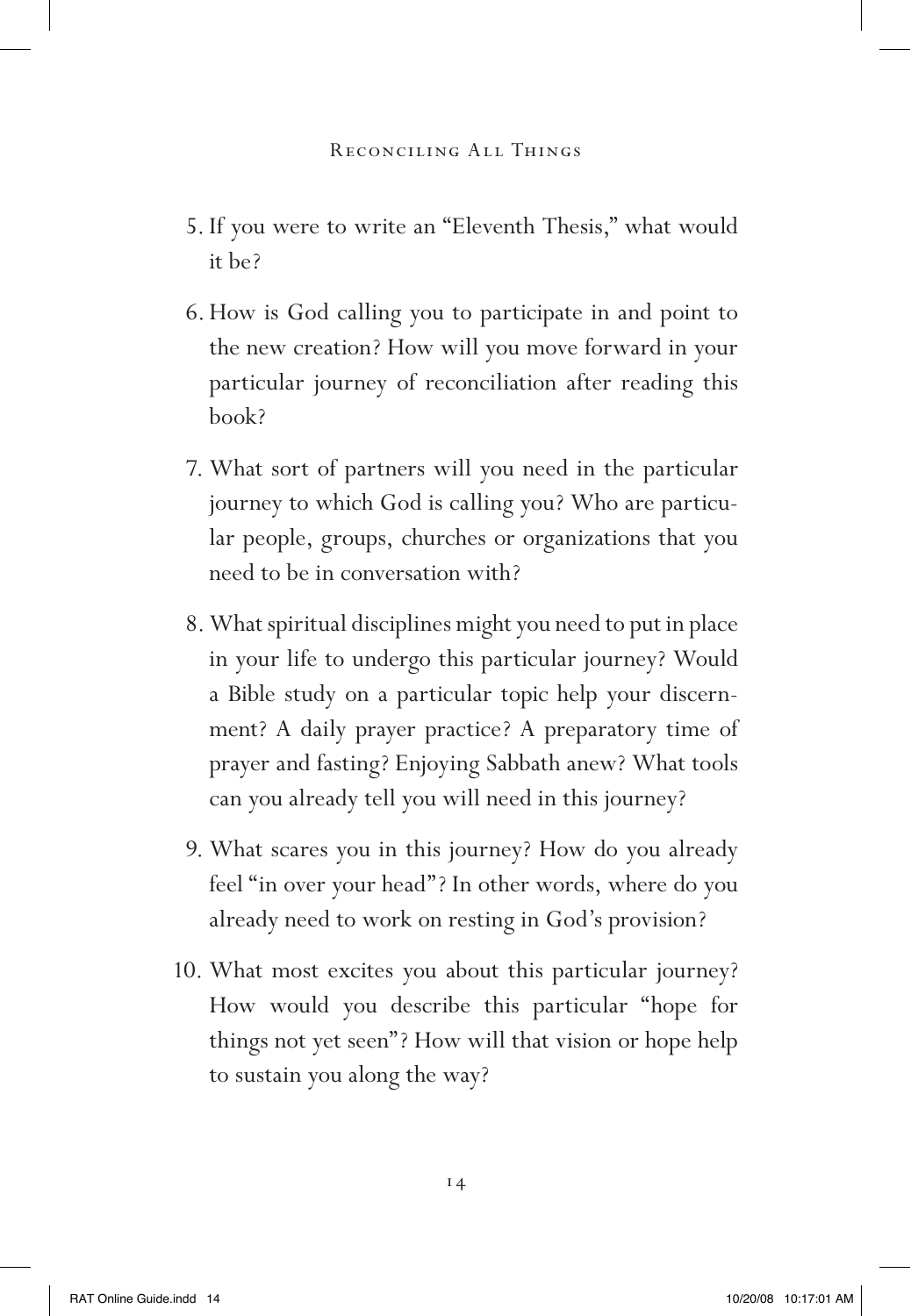5. If you were to write an "Eleventh Thesis," what would it be?

6. How is God calling you to participate in and point to the new creation? How will you move forward in your particular journey of reconciliation after reading this book?

7. What sort of partners will you need in the particular journey to which God is calling you? Who are particular people, groups, churches or organizations that you need to be in conversation with?

8. What spiritual disciplines might you need to put in place in your life to undergo this particular journey? Would a Bible study on a particular topic help your discernment? A daily prayer practice? A preparatory time of prayer and fasting? Enjoying Sabbath anew? What tools can you already tell you will need in this journey?

9. What scares you in this journey? How do you already feel "in over your head"? In other words, where do you already need to work on resting in God's provision?

10. What most excites you about this particular journey? How would you describe this particular "hope for things not yet seen"? How will that vision or hope help to sustain you along the way?